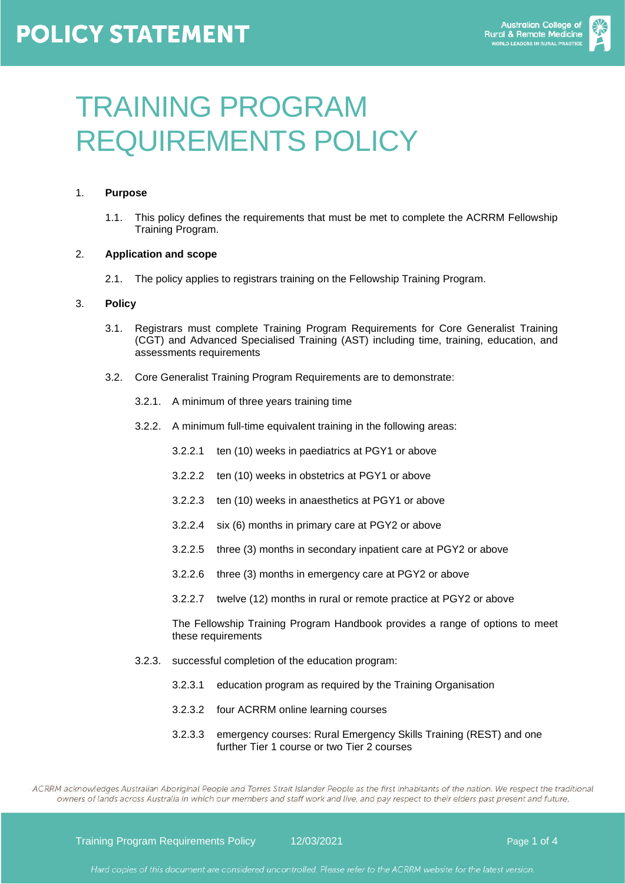# POLICY STATEMENT

# TRAINING PROGRAM REQUIREMENTS POLICY

1. **Purpose**

   1.1. This policy defines the requirements that must be met to complete the ACRRM Fellowship Training Program.

2. **Application and scope**

   2.1. The policy applies to registrars training on the Fellowship Training Program.

3. **Policy**

   3.1. Registrars must complete Training Program Requirements for Core Generalist Training (CGT) and Advanced Specialised Training (AST) including time, training, education, and assessments requirements

   3.2. Core Generalist Training Program Requirements are to demonstrate:

   3.2.1. A minimum of three years training time

   3.2.2. A minimum full-time equivalent training in the following areas:

   3.2.2.1 ten (10) weeks in paediatrics at PGY1 or above

   3.2.2.2 ten (10) weeks in obstetrics at PGY1 or above

   3.2.2.3 ten (10) weeks in anaesthetics at PGY1 or above

   3.2.2.4 six (6) months in primary care at PGY2 or above

   3.2.2.5 three (3) months in secondary inpatient care at PGY2 or above

   3.2.2.6 three (3) months in emergency care at PGY2 or above

   3.2.2.7 twelve (12) months in rural or remote practice at PGY2 or above

   The Fellowship Training Program Handbook provides a range of options to meet these requirements

   3.2.3. successful completion of the education program:

   3.2.3.1 education program as required by the Training Organisation

   3.2.3.2 four ACRRM online learning courses

   3.2.3.3 emergency courses: Rural Emergency Skills Training (REST) and one further Tier 1 course or two Tier 2 courses

*ACRRM acknowledges Australian Aboriginal People and Torres Strait Islander People as the first inhabitants of the nation. We respect the traditional owners of lands across Australia in which our members and staff work and live, and pay respect to their elders past present and future.*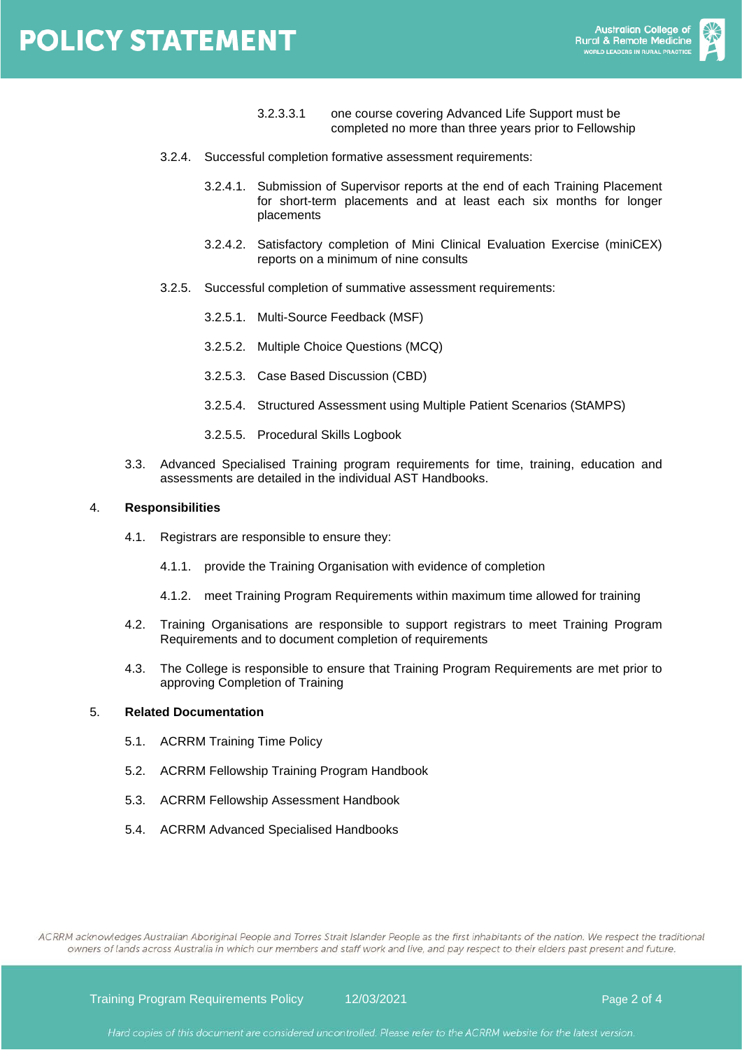3.2.3.3.1 one course covering Advanced Life Support must be completed no more than three years prior to Fellowship

3.2.4. Successful completion formative assessment requirements:

3.2.4.1. Submission of Supervisor reports at the end of each Training Placement for short-term placements and at least each six months for longer placements

3.2.4.2. Satisfactory completion of Mini Clinical Evaluation Exercise (miniCEX) reports on a minimum of nine consults

3.2.5. Successful completion of summative assessment requirements:

3.2.5.1. Multi-Source Feedback (MSF)

3.2.5.2. Multiple Choice Questions (MCQ)

3.2.5.3. Case Based Discussion (CBD)

3.2.5.4. Structured Assessment using Multiple Patient Scenarios (StAMPS)

3.2.5.5. Procedural Skills Logbook

3.3. Advanced Specialised Training program requirements for time, training, education and assessments are detailed in the individual AST Handbooks.

## 4. Responsibilities

4.1. Registrars are responsible to ensure they:

4.1.1. provide the Training Organisation with evidence of completion

4.1.2. meet Training Program Requirements within maximum time allowed for training

4.2. Training Organisations are responsible to support registrars to meet Training Program Requirements and to document completion of requirements

4.3. The College is responsible to ensure that Training Program Requirements are met prior to approving Completion of Training

## 5. Related Documentation

5.1. ACRRM Training Time Policy

5.2. ACRRM Fellowship Training Program Handbook

5.3. ACRRM Fellowship Assessment Handbook

5.4. ACRRM Advanced Specialised Handbooks

*ACRRM acknowledges Australian Aboriginal People and Torres Strait Islander People as the first inhabitants of the nation. We respect the traditional owners of lands across Australia in which our members and staff work and live, and pay respect to their elders past present and future.*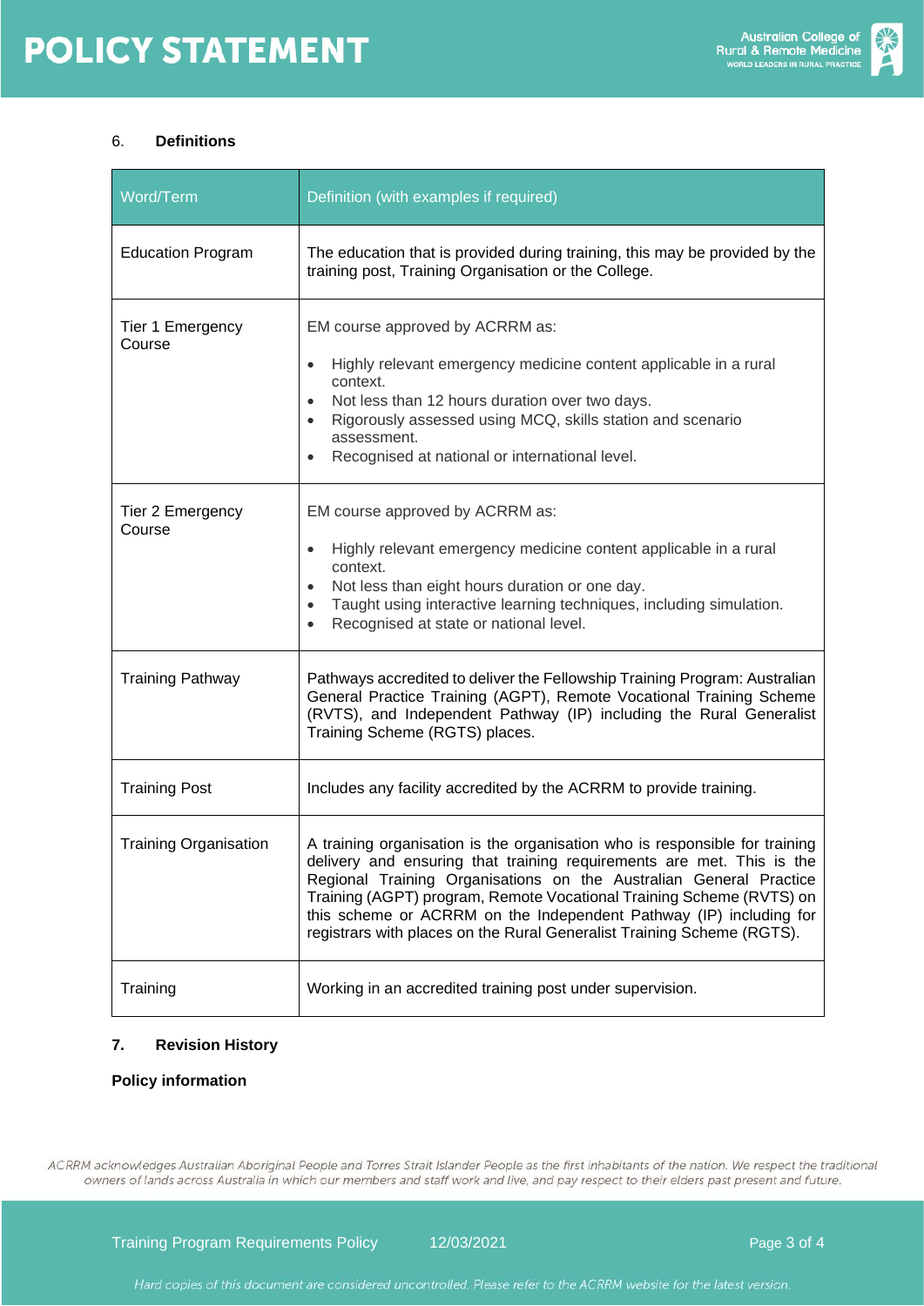## 6. Definitions

| Word/Term | Definition (with examples if required) |
|---|---|
| Education Program | The education that is provided during training, this may be provided by the training post, Training Organisation or the College. |
| Tier 1 Emergency Course | EM course approved by ACRRM as:<br>• Highly relevant emergency medicine content applicable in a rural context.<br>• Not less than 12 hours duration over two days.<br>• Rigorously assessed using MCQ, skills station and scenario assessment.<br>• Recognised at national or international level. |
| Tier 2 Emergency Course | EM course approved by ACRRM as:<br>• Highly relevant emergency medicine content applicable in a rural context.<br>• Not less than eight hours duration or one day.<br>• Taught using interactive learning techniques, including simulation.<br>• Recognised at state or national level. |
| Training Pathway | Pathways accredited to deliver the Fellowship Training Program: Australian General Practice Training (AGPT), Remote Vocational Training Scheme (RVTS), and Independent Pathway (IP) including the Rural Generalist Training Scheme (RGTS) places. |
| Training Post | Includes any facility accredited by the ACRRM to provide training. |
| Training Organisation | A training organisation is the organisation who is responsible for training delivery and ensuring that training requirements are met. This is the Regional Training Organisations on the Australian General Practice Training (AGPT) program, Remote Vocational Training Scheme (RVTS) on this scheme or ACRRM on the Independent Pathway (IP) including for registrars with places on the Rural Generalist Training Scheme (RGTS). |
| Training | Working in an accredited training post under supervision. |

## 7. Revision History

**Policy information**

*ACRRM acknowledges Australian Aboriginal People and Torres Strait Islander People as the first inhabitants of the nation. We respect the traditional owners of lands across Australia in which our members and staff work and live, and pay respect to their elders past present and future.*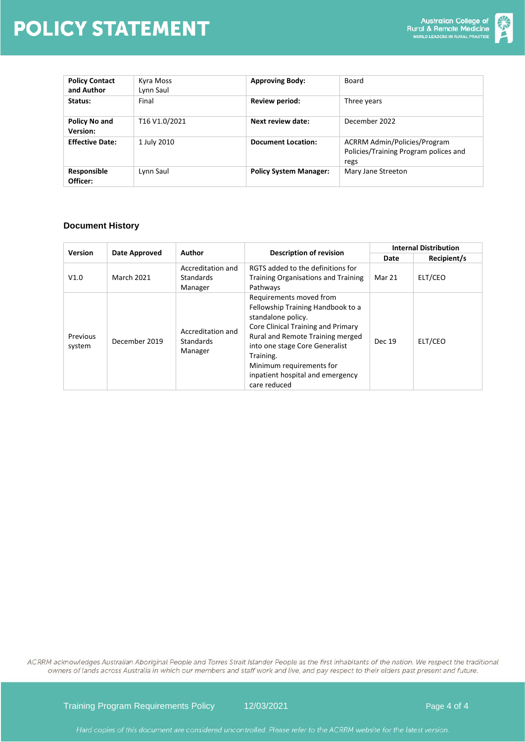# POLICY STATEMENT

| | | | |
|---|---|---|---|
| **Policy Contact and Author** | Kyra Moss<br>Lynn Saul | **Approving Body:** | Board |
| **Status:** | Final | **Review period:** | Three years |
| **Policy No and Version:** | T16 V1.0/2021 | **Next review date:** | December 2022 |
| **Effective Date:** | 1 July 2010 | **Document Location:** | ACRRM Admin/Policies/Program Policies/Training Program polices and regs |
| **Responsible Officer:** | Lynn Saul | **Policy System Manager:** | Mary Jane Streeton |

### Document History

| Version | Date Approved | Author | Description of revision | Internal Distribution | |
|---|---|---|---|---|---|
| | | | | **Date** | **Recipient/s** |
| V1.0 | March 2021 | Accreditation and Standards Manager | RGTS added to the definitions for Training Organisations and Training Pathways | Mar 21 | ELT/CEO |
| Previous system | December 2019 | Accreditation and Standards Manager | Requirements moved from Fellowship Training Handbook to a standalone policy.<br>Core Clinical Training and Primary Rural and Remote Training merged into one stage Core Generalist Training.<br>Minimum requirements for inpatient hospital and emergency care reduced | Dec 19 | ELT/CEO |

*ACRRM acknowledges Australian Aboriginal People and Torres Strait Islander People as the first inhabitants of the nation. We respect the traditional owners of lands across Australia in which our members and staff work and live, and pay respect to their elders past present and future.*